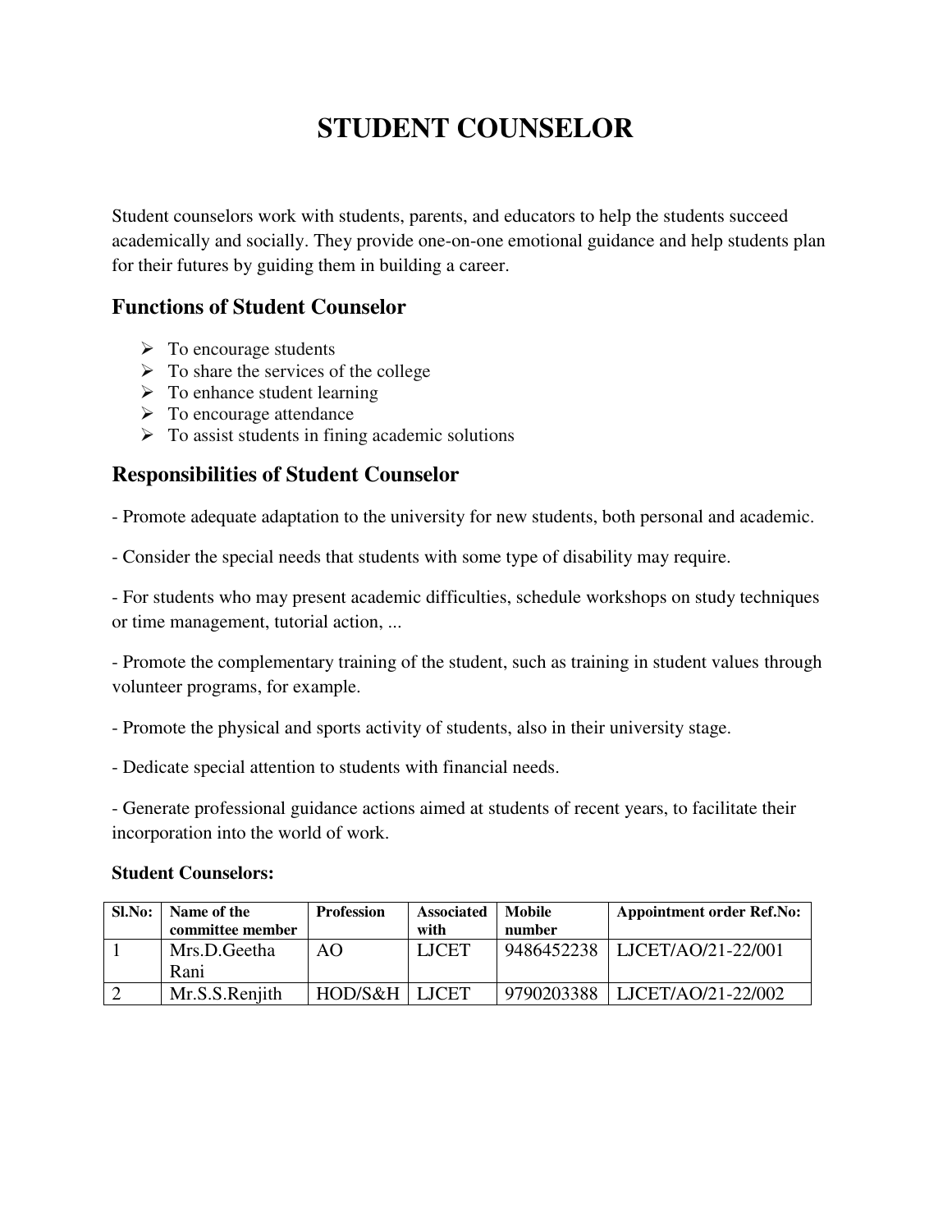# STUDENT COUNSELOR

Student counselors work with students, parents, and educators to help the students succeed academically and socially. They provide one-on-one emotional guidance and help students plan for their futures by guiding them in building a career.

## Functions of Student Counselor

- To encourage students
- To share the services of the college
- To enhance student learning
- To encourage attendance
- To assist students in fining academic solutions

## Responsibilities of Student Counselor

- Promote adequate adaptation to the university for new students, both personal and academic.

- Consider the special needs that students with some type of disability may require.

- For students who may present academic difficulties, schedule workshops on study techniques or time management, tutorial action, ...

- Promote the complementary training of the student, such as training in student values through volunteer programs, for example.

- Promote the physical and sports activity of students, also in their university stage.

- Dedicate special attention to students with financial needs.

- Generate professional guidance actions aimed at students of recent years, to facilitate their incorporation into the world of work.

**Student Counselors:**

| Sl.No: | Name of the committee member | Profession | Associated with | Mobile number | Appointment order Ref.No: |
|---|---|---|---|---|---|
| 1 | Mrs.D.Geetha Rani | AO | LJCET | 9486452238 | LJCET/AO/21-22/001 |
| 2 | Mr.S.S.Renjith | HOD/S&H | LJCET | 9790203388 | LJCET/AO/21-22/002 |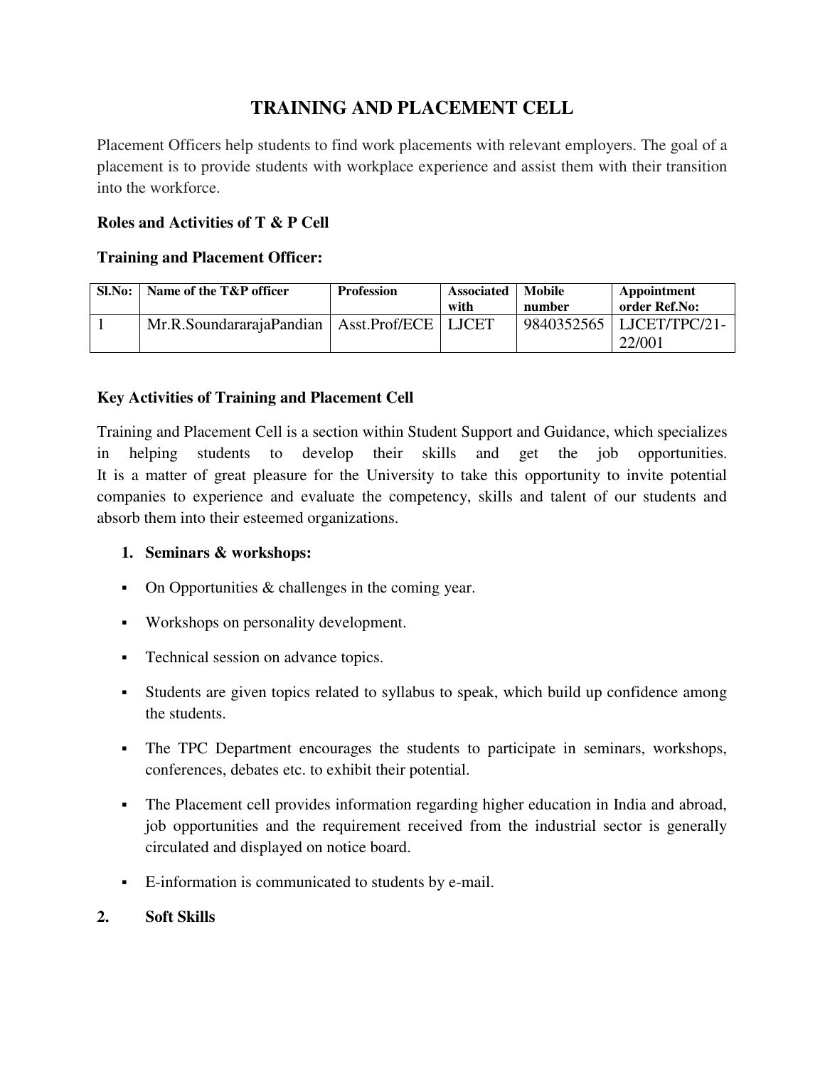# TRAINING AND PLACEMENT CELL

Placement Officers help students to find work placements with relevant employers. The goal of a placement is to provide students with workplace experience and assist them with their transition into the workforce.

**Roles and Activities of T & P Cell**

**Training and Placement Officer:**

| Sl.No: | Name of the T&P officer | Profession | Associated with | Mobile number | Appointment order Ref.No: |
|---|---|---|---|---|---|
| 1 | Mr.R.SoundararajaPandian | Asst.Prof/ECE | LJCET | 9840352565 | LJCET/TPC/21-22/001 |

**Key Activities of Training and Placement Cell**

Training and Placement Cell is a section within Student Support and Guidance, which specializes in helping students to develop their skills and get the job opportunities. It is a matter of great pleasure for the University to take this opportunity to invite potential companies to experience and evaluate the competency, skills and talent of our students and absorb them into their esteemed organizations.

1. **Seminars & workshops:**

- On Opportunities & challenges in the coming year.
- Workshops on personality development.
- Technical session on advance topics.
- Students are given topics related to syllabus to speak, which build up confidence among the students.
- The TPC Department encourages the students to participate in seminars, workshops, conferences, debates etc. to exhibit their potential.
- The Placement cell provides information regarding higher education in India and abroad, job opportunities and the requirement received from the industrial sector is generally circulated and displayed on notice board.
- E-information is communicated to students by e-mail.

2. **Soft Skills**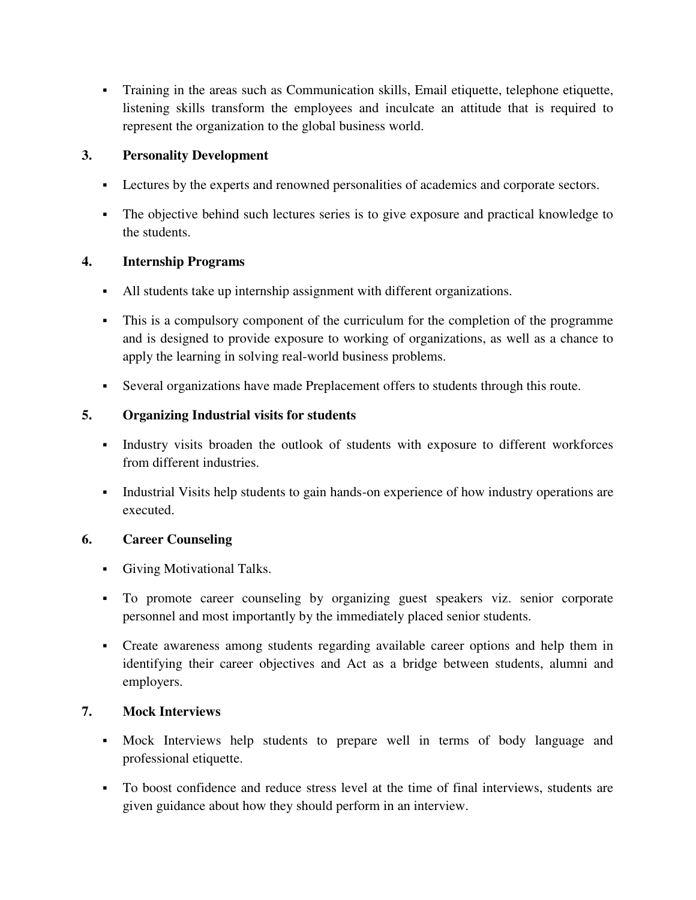- Training in the areas such as Communication skills, Email etiquette, telephone etiquette, listening skills transform the employees and inculcate an attitude that is required to represent the organization to the global business world.

**3. Personality Development**

- Lectures by the experts and renowned personalities of academics and corporate sectors.
- The objective behind such lectures series is to give exposure and practical knowledge to the students.

**4. Internship Programs**

- All students take up internship assignment with different organizations.
- This is a compulsory component of the curriculum for the completion of the programme and is designed to provide exposure to working of organizations, as well as a chance to apply the learning in solving real-world business problems.
- Several organizations have made Preplacement offers to students through this route.

**5. Organizing Industrial visits for students**

- Industry visits broaden the outlook of students with exposure to different workforces from different industries.
- Industrial Visits help students to gain hands-on experience of how industry operations are executed.

**6. Career Counseling**

- Giving Motivational Talks.
- To promote career counseling by organizing guest speakers viz. senior corporate personnel and most importantly by the immediately placed senior students.
- Create awareness among students regarding available career options and help them in identifying their career objectives and Act as a bridge between students, alumni and employers.

**7. Mock Interviews**

- Mock Interviews help students to prepare well in terms of body language and professional etiquette.
- To boost confidence and reduce stress level at the time of final interviews, students are given guidance about how they should perform in an interview.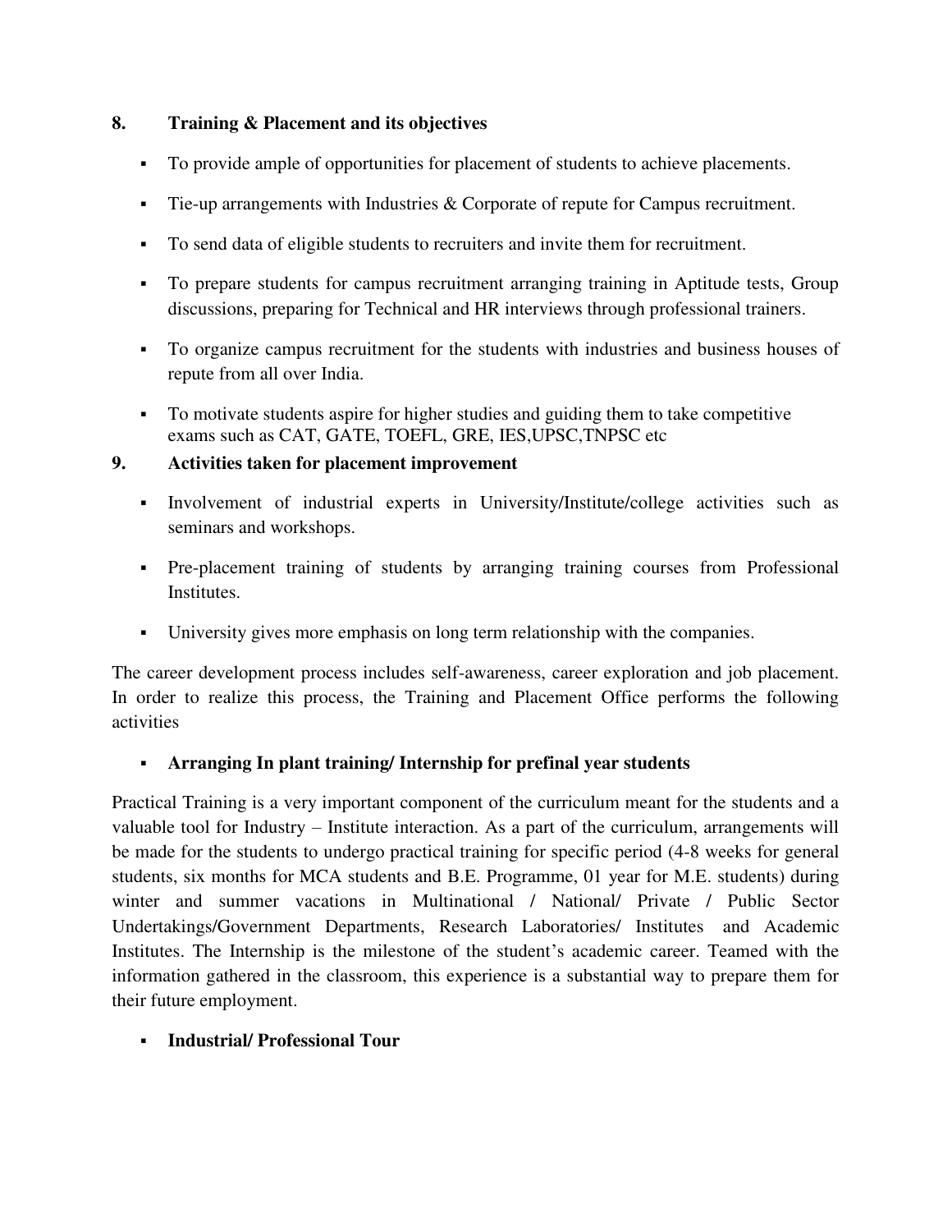## 8. Training & Placement and its objectives

- To provide ample of opportunities for placement of students to achieve placements.
- Tie-up arrangements with Industries & Corporate of repute for Campus recruitment.
- To send data of eligible students to recruiters and invite them for recruitment.
- To prepare students for campus recruitment arranging training in Aptitude tests, Group discussions, preparing for Technical and HR interviews through professional trainers.
- To organize campus recruitment for the students with industries and business houses of repute from all over India.
- To motivate students aspire for higher studies and guiding them to take competitive exams such as CAT, GATE, TOEFL, GRE, IES,UPSC,TNPSC etc

## 9. Activities taken for placement improvement

- Involvement of industrial experts in University/Institute/college activities such as seminars and workshops.
- Pre-placement training of students by arranging training courses from Professional Institutes.
- University gives more emphasis on long term relationship with the companies.

The career development process includes self-awareness, career exploration and job placement. In order to realize this process, the Training and Placement Office performs the following activities

- **Arranging In plant training/ Internship for prefinal year students**

Practical Training is a very important component of the curriculum meant for the students and a valuable tool for Industry – Institute interaction. As a part of the curriculum, arrangements will be made for the students to undergo practical training for specific period (4-8 weeks for general students, six months for MCA students and B.E. Programme, 01 year for M.E. students) during winter and summer vacations in Multinational / National/ Private / Public Sector Undertakings/Government Departments, Research Laboratories/ Institutes and Academic Institutes. The Internship is the milestone of the student's academic career. Teamed with the information gathered in the classroom, this experience is a substantial way to prepare them for their future employment.

- **Industrial/ Professional Tour**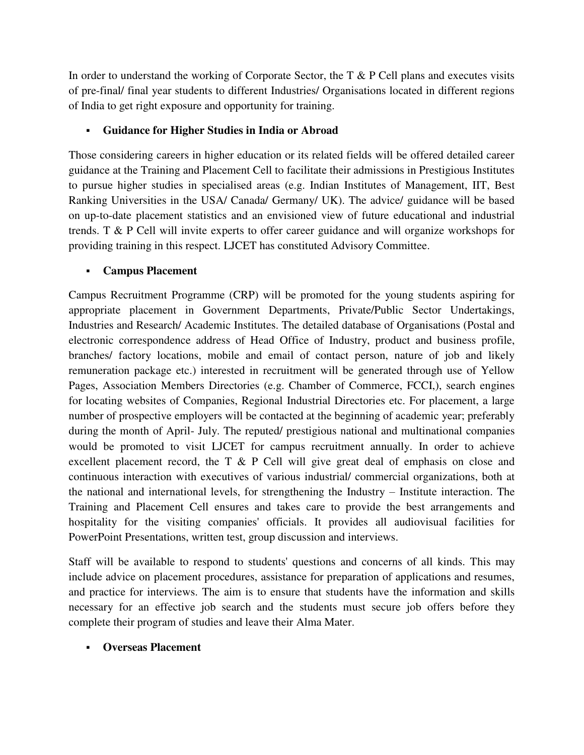In order to understand the working of Corporate Sector, the T & P Cell plans and executes visits of pre-final/ final year students to different Industries/ Organisations located in different regions of India to get right exposure and opportunity for training.

- **Guidance for Higher Studies in India or Abroad**

Those considering careers in higher education or its related fields will be offered detailed career guidance at the Training and Placement Cell to facilitate their admissions in Prestigious Institutes to pursue higher studies in specialised areas (e.g. Indian Institutes of Management, IIT, Best Ranking Universities in the USA/ Canada/ Germany/ UK). The advice/ guidance will be based on up-to-date placement statistics and an envisioned view of future educational and industrial trends. T & P Cell will invite experts to offer career guidance and will organize workshops for providing training in this respect. LJCET has constituted Advisory Committee.

- **Campus Placement**

Campus Recruitment Programme (CRP) will be promoted for the young students aspiring for appropriate placement in Government Departments, Private/Public Sector Undertakings, Industries and Research/ Academic Institutes. The detailed database of Organisations (Postal and electronic correspondence address of Head Office of Industry, product and business profile, branches/ factory locations, mobile and email of contact person, nature of job and likely remuneration package etc.) interested in recruitment will be generated through use of Yellow Pages, Association Members Directories (e.g. Chamber of Commerce, FCCI,), search engines for locating websites of Companies, Regional Industrial Directories etc. For placement, a large number of prospective employers will be contacted at the beginning of academic year; preferably during the month of April- July. The reputed/ prestigious national and multinational companies would be promoted to visit LJCET for campus recruitment annually. In order to achieve excellent placement record, the T & P Cell will give great deal of emphasis on close and continuous interaction with executives of various industrial/ commercial organizations, both at the national and international levels, for strengthening the Industry – Institute interaction. The Training and Placement Cell ensures and takes care to provide the best arrangements and hospitality for the visiting companies' officials. It provides all audiovisual facilities for PowerPoint Presentations, written test, group discussion and interviews.

Staff will be available to respond to students' questions and concerns of all kinds. This may include advice on placement procedures, assistance for preparation of applications and resumes, and practice for interviews. The aim is to ensure that students have the information and skills necessary for an effective job search and the students must secure job offers before they complete their program of studies and leave their Alma Mater.

- **Overseas Placement**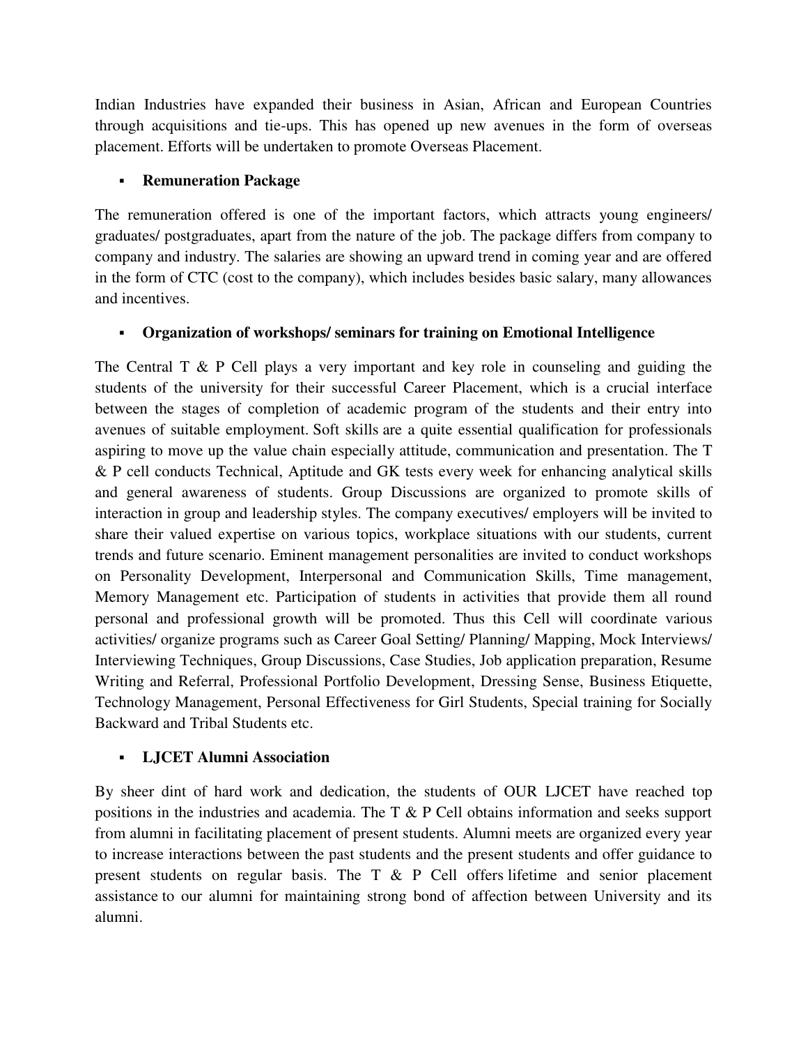Indian Industries have expanded their business in Asian, African and European Countries through acquisitions and tie-ups. This has opened up new avenues in the form of overseas placement. Efforts will be undertaken to promote Overseas Placement.

- **Remuneration Package**

The remuneration offered is one of the important factors, which attracts young engineers/ graduates/ postgraduates, apart from the nature of the job. The package differs from company to company and industry. The salaries are showing an upward trend in coming year and are offered in the form of CTC (cost to the company), which includes besides basic salary, many allowances and incentives.

- **Organization of workshops/ seminars for training on Emotional Intelligence**

The Central T & P Cell plays a very important and key role in counseling and guiding the students of the university for their successful Career Placement, which is a crucial interface between the stages of completion of academic program of the students and their entry into avenues of suitable employment. Soft skills are a quite essential qualification for professionals aspiring to move up the value chain especially attitude, communication and presentation. The T & P cell conducts Technical, Aptitude and GK tests every week for enhancing analytical skills and general awareness of students. Group Discussions are organized to promote skills of interaction in group and leadership styles. The company executives/ employers will be invited to share their valued expertise on various topics, workplace situations with our students, current trends and future scenario. Eminent management personalities are invited to conduct workshops on Personality Development, Interpersonal and Communication Skills, Time management, Memory Management etc. Participation of students in activities that provide them all round personal and professional growth will be promoted. Thus this Cell will coordinate various activities/ organize programs such as Career Goal Setting/ Planning/ Mapping, Mock Interviews/ Interviewing Techniques, Group Discussions, Case Studies, Job application preparation, Resume Writing and Referral, Professional Portfolio Development, Dressing Sense, Business Etiquette, Technology Management, Personal Effectiveness for Girl Students, Special training for Socially Backward and Tribal Students etc.

- **LJCET Alumni Association**

By sheer dint of hard work and dedication, the students of OUR LJCET have reached top positions in the industries and academia. The T & P Cell obtains information and seeks support from alumni in facilitating placement of present students. Alumni meets are organized every year to increase interactions between the past students and the present students and offer guidance to present students on regular basis. The T & P Cell offers lifetime and senior placement assistance to our alumni for maintaining strong bond of affection between University and its alumni.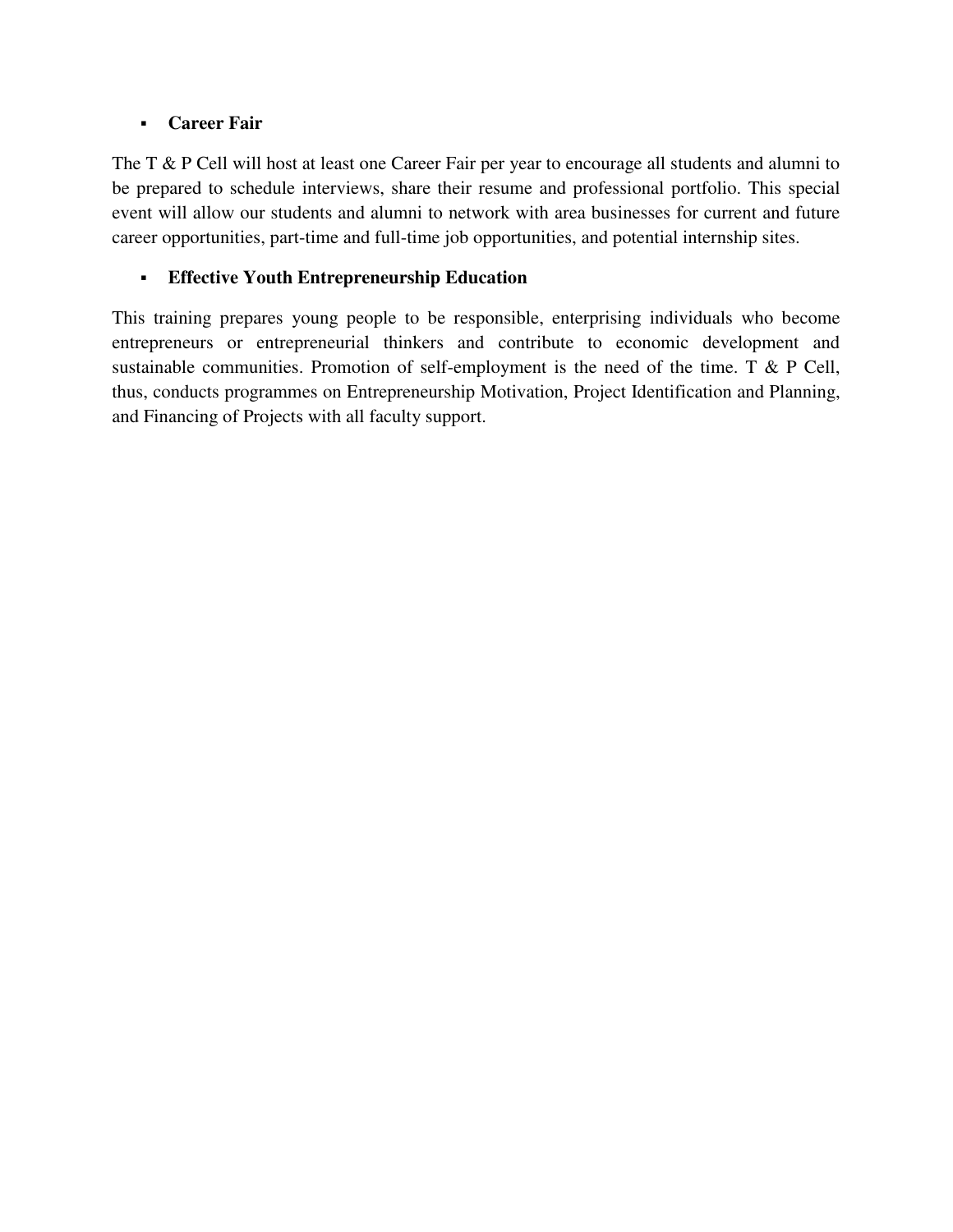- **Career Fair**

The T & P Cell will host at least one Career Fair per year to encourage all students and alumni to be prepared to schedule interviews, share their resume and professional portfolio. This special event will allow our students and alumni to network with area businesses for current and future career opportunities, part-time and full-time job opportunities, and potential internship sites.

- **Effective Youth Entrepreneurship Education**

This training prepares young people to be responsible, enterprising individuals who become entrepreneurs or entrepreneurial thinkers and contribute to economic development and sustainable communities. Promotion of self-employment is the need of the time. T & P Cell, thus, conducts programmes on Entrepreneurship Motivation, Project Identification and Planning, and Financing of Projects with all faculty support.